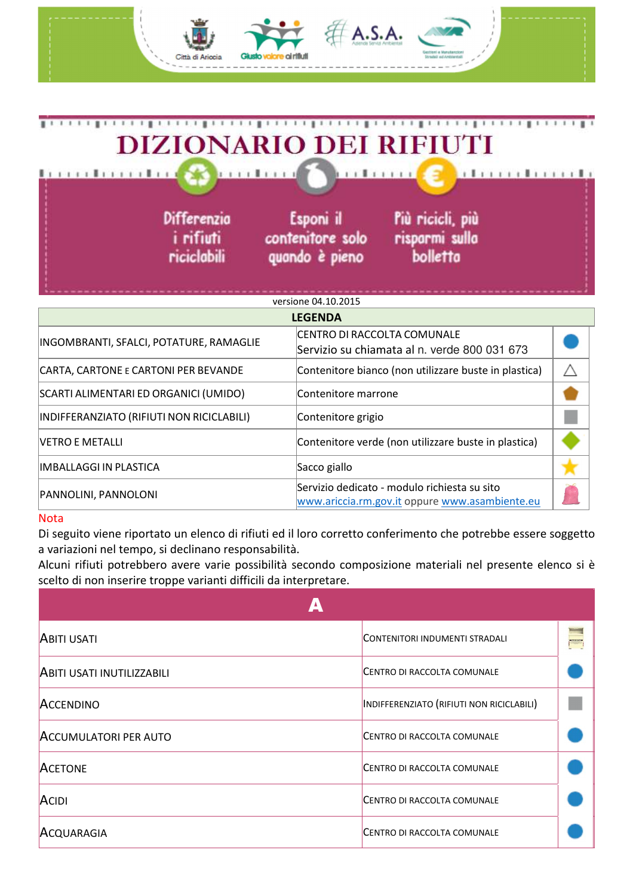Città di Ariccia — Giusto valore ai rifiuti — A.S.A. Azienda Servizi Ambientali

# DIZIONARIO DEI RIFIUTI

Differenzia i rifiuti riciclabili

Esponi il contenitore solo quando è pieno

Più ricicli, più risparmi sulla bolletta

versione 04.10.2015

| LEGENDA | | |
|---|---|---|
| INGOMBRANTI, SFALCI, POTATURE, RAMAGLIE | CENTRO DI RACCOLTA COMUNALE<br>Servizio su chiamata al n. verde 800 031 673 | ● |
| CARTA, CARTONE E CARTONI PER BEVANDE | Contenitore bianco (non utilizzare buste in plastica) | △ |
| SCARTI ALIMENTARI ED ORGANICI (UMIDO) | Contenitore marrone | ⬟ |
| INDIFFERENZIATO (RIFIUTI NON RICICLABILI) | Contenitore grigio | ■ |
| VETRO E METALLI | Contenitore verde (non utilizzare buste in plastica) | ◆ |
| IMBALLAGGI IN PLASTICA | Sacco giallo | ★ |
| PANNOLINI, PANNOLONI | Servizio dedicato - modulo richiesta su sito www.ariccia.rm.gov.it oppure www.asambiente.eu | |

Nota

Di seguito viene riportato un elenco di rifiuti ed il loro corretto conferimento che potrebbe essere soggetto a variazioni nel tempo, si declinano responsabilità.

Alcuni rifiuti potrebbero avere varie possibilità secondo composizione materiali nel presente elenco si è scelto di non inserire troppe varianti difficili da interpretare.

## A

| Rifiuto | Conferimento | |
|---|---|---|
| ABITI USATI | CONTENITORI INDUMENTI STRADALI | |
| ABITI USATI INUTILIZZABILI | CENTRO DI RACCOLTA COMUNALE | ● |
| ACCENDINO | INDIFFERENZIATO (RIFIUTI NON RICICLABILI) | ■ |
| ACCUMULATORI PER AUTO | CENTRO DI RACCOLTA COMUNALE | ● |
| ACETONE | CENTRO DI RACCOLTA COMUNALE | ● |
| ACIDI | CENTRO DI RACCOLTA COMUNALE | ● |
| ACQUARAGIA | CENTRO DI RACCOLTA COMUNALE | ● |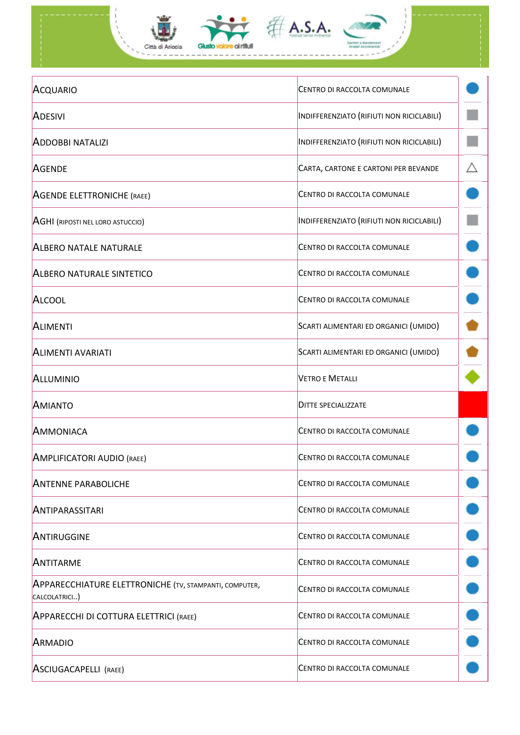| | | |
|---|---|---|
| Acquario | Centro di raccolta comunale | ● |
| Adesivi | Indifferenziato (rifiuti non riciclabili) | ■ |
| Addobbi natalizi | Indifferenziato (rifiuti non riciclabili) | ■ |
| Agende | Carta, cartone e cartoni per bevande | △ |
| Agende elettroniche (RAEE) | Centro di raccolta comunale | ● |
| Aghi (riposti nel loro astuccio) | Indifferenziato (rifiuti non riciclabili) | ■ |
| Albero natale naturale | Centro di raccolta comunale | ● |
| Albero naturale sintetico | Centro di raccolta comunale | ● |
| Alcool | Centro di raccolta comunale | ● |
| Alimenti | Scarti alimentari ed organici (umido) | ⬟ |
| Alimenti avariati | Scarti alimentari ed organici (umido) | ⬟ |
| Alluminio | Vetro e Metalli | ◆ |
| Amianto | Ditte specializzate | |
| Ammoniaca | Centro di raccolta comunale | ● |
| Amplificatori audio (RAEE) | Centro di raccolta comunale | ● |
| Antenne paraboliche | Centro di raccolta comunale | ● |
| Antiparassitari | Centro di raccolta comunale | ● |
| Antiruggine | Centro di raccolta comunale | ● |
| Antitarme | Centro di raccolta comunale | ● |
| Apparecchiature elettroniche (TV, stampanti, computer, calcolatrici..) | Centro di raccolta comunale | ● |
| Apparecchi di cottura elettrici (RAEE) | Centro di raccolta comunale | ● |
| Armadio | Centro di raccolta comunale | ● |
| Asciugacapelli (RAEE) | Centro di raccolta comunale | ● |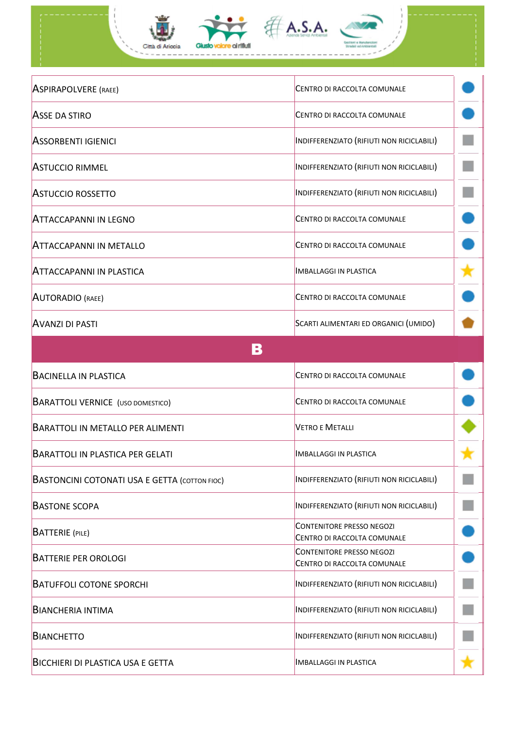| | | |
|---|---|---|
| Aspirapolvere (RAEE) | Centro di raccolta comunale | |
| Asse da stiro | Centro di raccolta comunale | |
| Assorbenti igienici | Indifferenziato (rifiuti non riciclabili) | |
| Astuccio rimmel | Indifferenziato (rifiuti non riciclabili) | |
| Astuccio rossetto | Indifferenziato (rifiuti non riciclabili) | |
| Attaccapanni in legno | Centro di raccolta comunale | |
| Attaccapanni in metallo | Centro di raccolta comunale | |
| Attaccapanni in plastica | Imballaggi in plastica | |
| Autoradio (RAEE) | Centro di raccolta comunale | |
| Avanzi di pasti | Scarti alimentari ed organici (umido) | |
| **B** | | |
| Bacinella in plastica | Centro di raccolta comunale | |
| Barattoli vernice (uso domestico) | Centro di raccolta comunale | |
| Barattoli in metallo per alimenti | Vetro e Metalli | |
| Barattoli in plastica per gelati | Imballaggi in plastica | |
| Bastoncini cotonati usa e getta (cotton fioc) | Indifferenziato (rifiuti non riciclabili) | |
| Bastone scopa | Indifferenziato (rifiuti non riciclabili) | |
| Batterie (pile) | Contenitore presso negozi<br>Centro di raccolta comunale | |
| Batterie per orologi | Contenitore presso negozi<br>Centro di raccolta comunale | |
| Batuffoli cotone sporchi | Indifferenziato (rifiuti non riciclabili) | |
| Biancheria intima | Indifferenziato (rifiuti non riciclabili) | |
| Bianchetto | Indifferenziato (rifiuti non riciclabili) | |
| Bicchieri di plastica usa e getta | Imballaggi in plastica | |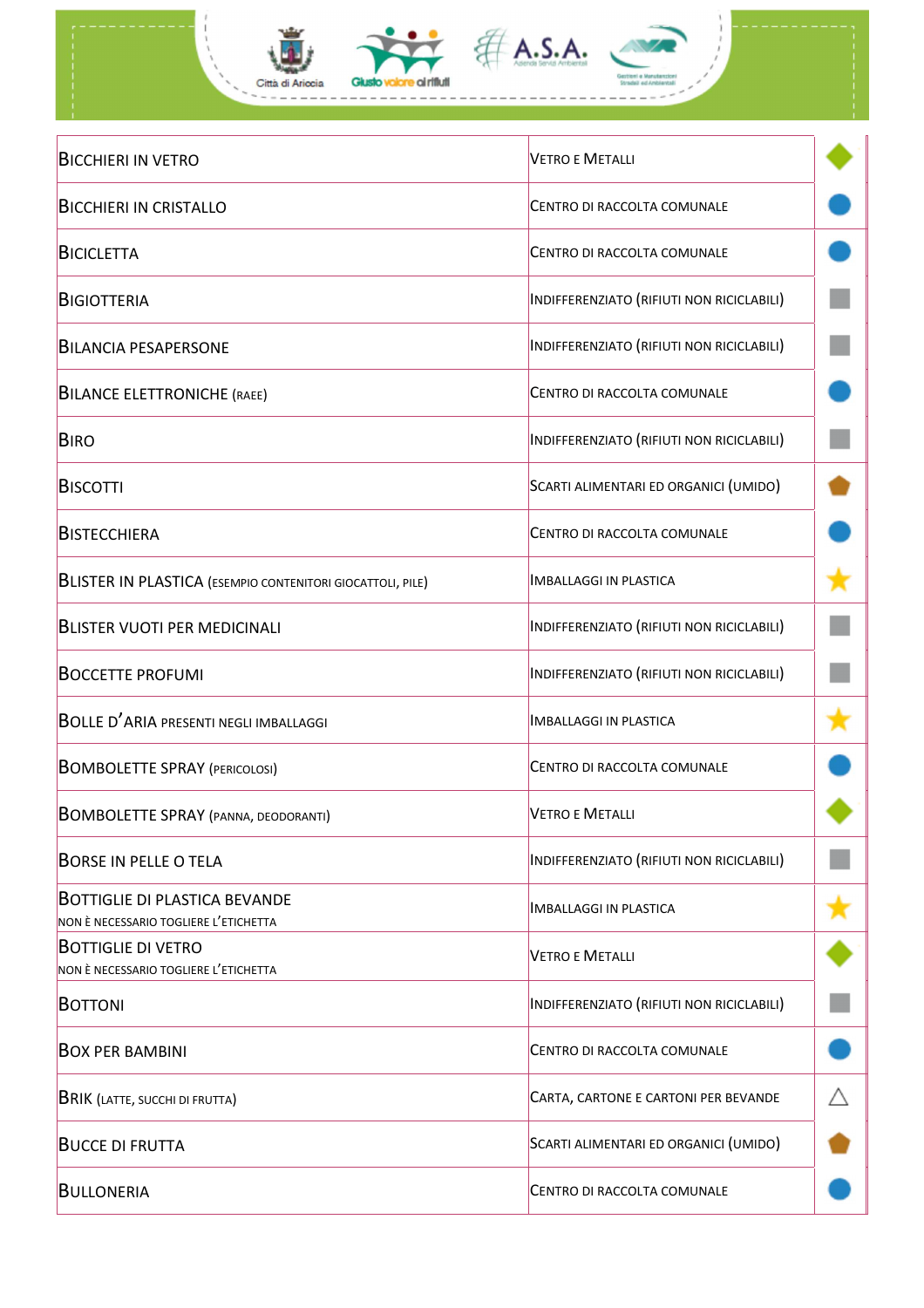| | | |
|---|---|---|
| BICCHIERI IN VETRO | VETRO E METALLI | ◆ |
| BICCHIERI IN CRISTALLO | CENTRO DI RACCOLTA COMUNALE | ● |
| BICICLETTA | CENTRO DI RACCOLTA COMUNALE | ● |
| BIGIOTTERIA | INDIFFERENZIATO (RIFIUTI NON RICICLABILI) | ■ |
| BILANCIA PESAPERSONE | INDIFFERENZIATO (RIFIUTI NON RICICLABILI) | ■ |
| BILANCE ELETTRONICHE (RAEE) | CENTRO DI RACCOLTA COMUNALE | ● |
| BIRO | INDIFFERENZIATO (RIFIUTI NON RICICLABILI) | ■ |
| BISCOTTI | SCARTI ALIMENTARI ED ORGANICI (UMIDO) | ⬟ |
| BISTECCHIERA | CENTRO DI RACCOLTA COMUNALE | ● |
| BLISTER IN PLASTICA (ESEMPIO CONTENITORI GIOCATTOLI, PILE) | IMBALLAGGI IN PLASTICA | ★ |
| BLISTER VUOTI PER MEDICINALI | INDIFFERENZIATO (RIFIUTI NON RICICLABILI) | ■ |
| BOCCETTE PROFUMI | INDIFFERENZIATO (RIFIUTI NON RICICLABILI) | ■ |
| BOLLE D'ARIA PRESENTI NEGLI IMBALLAGGI | IMBALLAGGI IN PLASTICA | ★ |
| BOMBOLETTE SPRAY (PERICOLOSI) | CENTRO DI RACCOLTA COMUNALE | ● |
| BOMBOLETTE SPRAY (PANNA, DEODORANTI) | VETRO E METALLI | ◆ |
| BORSE IN PELLE O TELA | INDIFFERENZIATO (RIFIUTI NON RICICLABILI) | ■ |
| BOTTIGLIE DI PLASTICA BEVANDE<br>NON È NECESSARIO TOGLIERE L'ETICHETTA | IMBALLAGGI IN PLASTICA | ★ |
| BOTTIGLIE DI VETRO<br>NON È NECESSARIO TOGLIERE L'ETICHETTA | VETRO E METALLI | ◆ |
| BOTTONI | INDIFFERENZIATO (RIFIUTI NON RICICLABILI) | ■ |
| BOX PER BAMBINI | CENTRO DI RACCOLTA COMUNALE | ● |
| BRIK (LATTE, SUCCHI DI FRUTTA) | CARTA, CARTONE E CARTONI PER BEVANDE | △ |
| BUCCE DI FRUTTA | SCARTI ALIMENTARI ED ORGANICI (UMIDO) | ⬟ |
| BULLONERIA | CENTRO DI RACCOLTA COMUNALE | ● |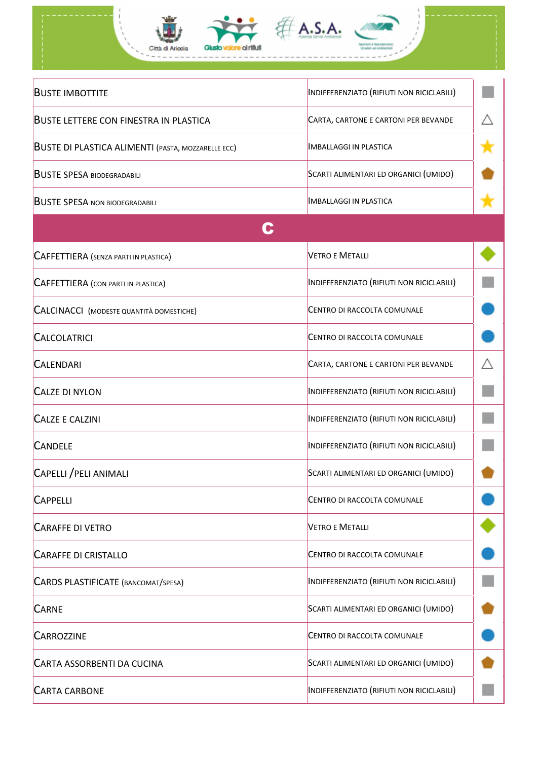| | | |
|---|---|---|
| Buste imbottite | Indifferenziato (rifiuti non riciclabili) | ■ |
| Buste lettere con finestra in plastica | Carta, cartone e cartoni per bevande | △ |
| Buste di plastica alimenti (pasta, mozzarelle ecc) | Imballaggi in plastica | ★ |
| Buste spesa biodegradabili | Scarti alimentari ed organici (umido) | ⬟ |
| Buste spesa non biodegradabili | Imballaggi in plastica | ★ |
| **C** | | |
| Caffettiera (senza parti in plastica) | Vetro e Metalli | ◆ |
| Caffettiera (con parti in plastica) | Indifferenziato (rifiuti non riciclabili) | ■ |
| Calcinacci (modeste quantità domestiche) | Centro di raccolta comunale | ● |
| Calcolatrici | Centro di raccolta comunale | ● |
| Calendari | Carta, cartone e cartoni per bevande | △ |
| Calze di nylon | Indifferenziato (rifiuti non riciclabili) | ■ |
| Calze e calzini | Indifferenziato (rifiuti non riciclabili) | ■ |
| Candele | Indifferenziato (rifiuti non riciclabili) | ■ |
| Capelli /peli animali | Scarti alimentari ed organici (umido) | ⬟ |
| Cappelli | Centro di raccolta comunale | ● |
| Caraffe di vetro | Vetro e Metalli | ◆ |
| Caraffe di cristallo | Centro di raccolta comunale | ● |
| Cards plastificate (bancomat/spesa) | Indifferenziato (rifiuti non riciclabili) | ■ |
| Carne | Scarti alimentari ed organici (umido) | ⬟ |
| Carrozzine | Centro di raccolta comunale | ● |
| Carta assorbenti da cucina | Scarti alimentari ed organici (umido) | ⬟ |
| Carta carbone | Indifferenziato (rifiuti non riciclabili) | ■ |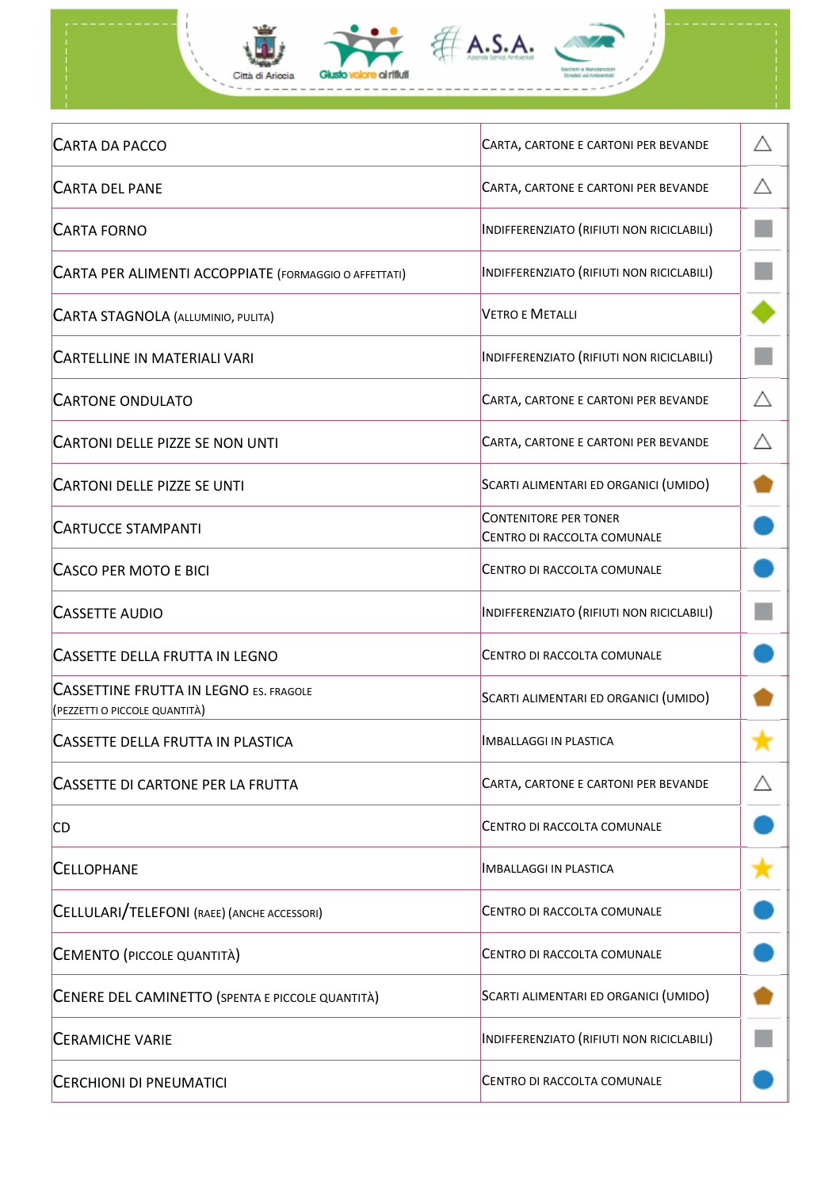| | | |
|---|---|---|
| Carta da pacco | Carta, cartone e cartoni per bevande | △ |
| Carta del pane | Carta, cartone e cartoni per bevande | △ |
| Carta forno | Indifferenziato (rifiuti non riciclabili) | ■ |
| Carta per alimenti accoppiate (formaggio o affettati) | Indifferenziato (rifiuti non riciclabili) | ■ |
| Carta stagnola (alluminio, pulita) | Vetro e Metalli | ◆ |
| Cartelline in materiali vari | Indifferenziato (rifiuti non riciclabili) | ■ |
| Cartone ondulato | Carta, cartone e cartoni per bevande | △ |
| Cartoni delle pizze se non unti | Carta, cartone e cartoni per bevande | △ |
| Cartoni delle pizze se unti | Scarti alimentari ed organici (umido) | ⬟ |
| Cartucce stampanti | Contenitore per toner<br>Centro di raccolta comunale | ● |
| Casco per moto e bici | Centro di raccolta comunale | ● |
| Cassette audio | Indifferenziato (rifiuti non riciclabili) | ■ |
| Cassette della frutta in legno | Centro di raccolta comunale | ● |
| Cassettine frutta in legno es. fragole (pezzetti o piccole quantità) | Scarti alimentari ed organici (umido) | ⬟ |
| Cassette della frutta in plastica | Imballaggi in plastica | ★ |
| Cassette di cartone per la frutta | Carta, cartone e cartoni per bevande | △ |
| CD | Centro di raccolta comunale | ● |
| Cellophane | Imballaggi in plastica | ★ |
| Cellulari/telefoni (RAEE) (anche accessori) | Centro di raccolta comunale | ● |
| Cemento (piccole quantità) | Centro di raccolta comunale | ● |
| Cenere del caminetto (spenta e piccole quantità) | Scarti alimentari ed organici (umido) | ⬟ |
| Ceramiche varie | Indifferenziato (rifiuti non riciclabili) | ■ |
| Cerchioni di pneumatici | Centro di raccolta comunale | ● |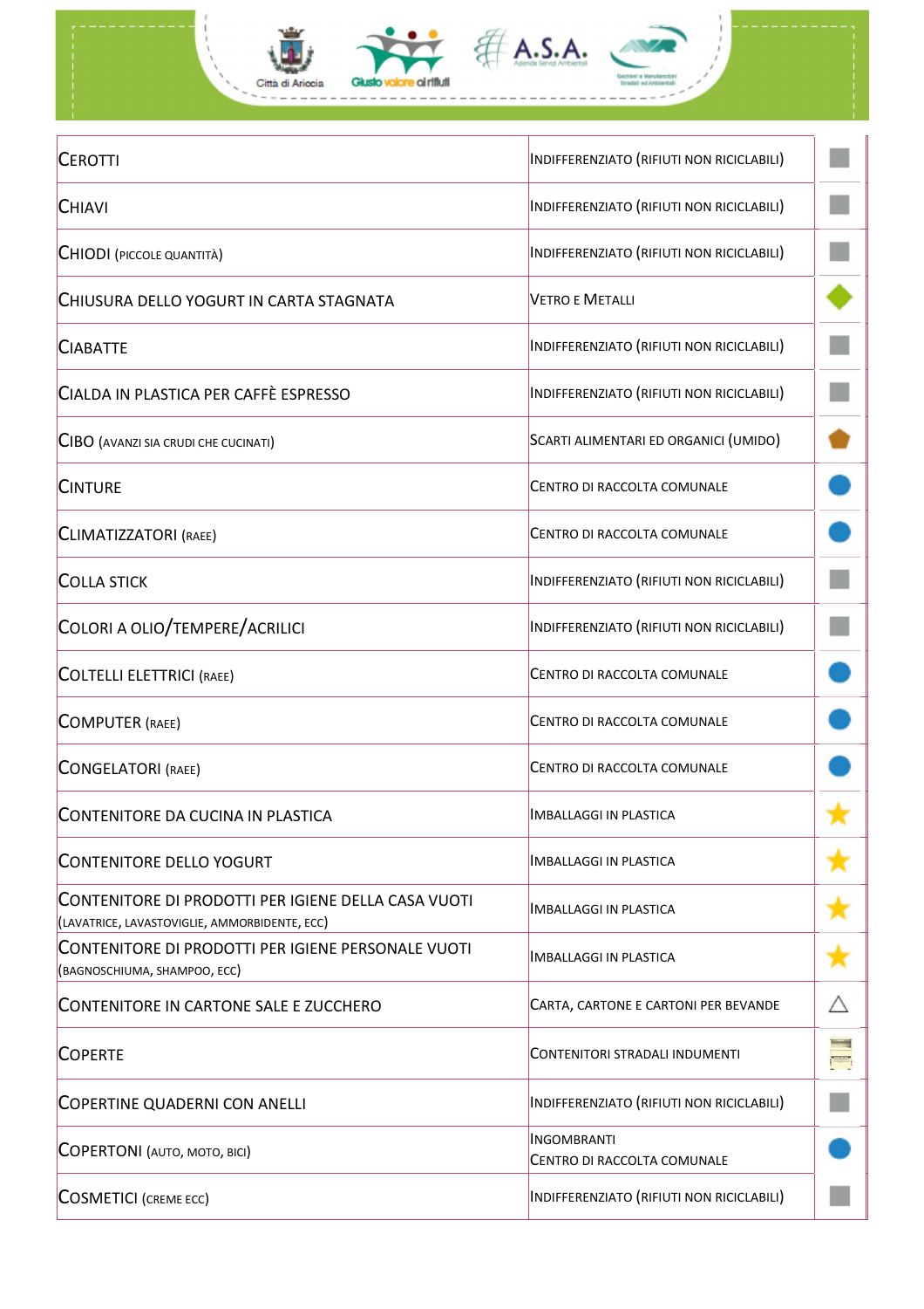| | | |
|---|---|---|
| Cerotti | Indifferenziato (rifiuti non riciclabili) | |
| Chiavi | Indifferenziato (rifiuti non riciclabili) | |
| Chiodi (piccole quantità) | Indifferenziato (rifiuti non riciclabili) | |
| Chiusura dello yogurt in carta stagnata | Vetro e Metalli | |
| Ciabatte | Indifferenziato (rifiuti non riciclabili) | |
| Cialda in plastica per caffè espresso | Indifferenziato (rifiuti non riciclabili) | |
| Cibo (avanzi sia crudi che cucinati) | Scarti alimentari ed organici (umido) | |
| Cinture | Centro di raccolta comunale | |
| Climatizzatori (RAEE) | Centro di raccolta comunale | |
| Colla stick | Indifferenziato (rifiuti non riciclabili) | |
| Colori a olio/tempere/acrilici | Indifferenziato (rifiuti non riciclabili) | |
| Coltelli elettrici (RAEE) | Centro di raccolta comunale | |
| Computer (RAEE) | Centro di raccolta comunale | |
| Congelatori (RAEE) | Centro di raccolta comunale | |
| Contenitore da cucina in plastica | Imballaggi in plastica | |
| Contenitore dello yogurt | Imballaggi in plastica | |
| Contenitore di prodotti per igiene della casa vuoti (lavatrice, lavastoviglie, ammorbidente, ecc) | Imballaggi in plastica | |
| Contenitore di prodotti per igiene personale vuoti (bagnoschiuma, shampoo, ecc) | Imballaggi in plastica | |
| Contenitore in cartone sale e zucchero | Carta, cartone e cartoni per bevande | |
| Coperte | Contenitori stradali indumenti | |
| Copertine quaderni con anelli | Indifferenziato (rifiuti non riciclabili) | |
| Copertoni (auto, moto, bici) | Ingombranti<br>Centro di raccolta comunale | |
| Cosmetici (creme ecc) | Indifferenziato (rifiuti non riciclabili) | |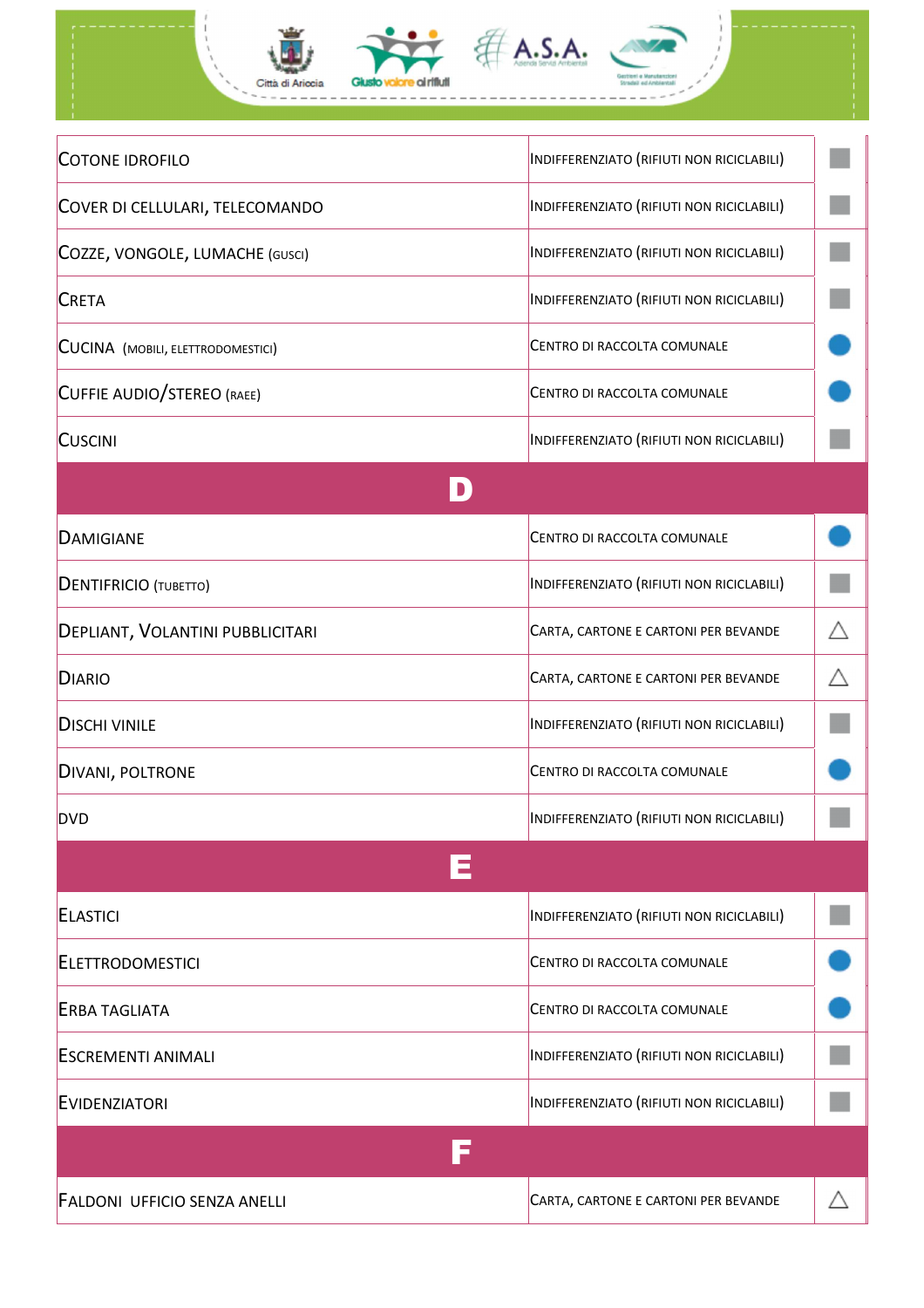| | | |
|---|---|---|
| Cotone idrofilo | Indifferenziato (rifiuti non riciclabili) | ■ |
| Cover di cellulari, telecomando | Indifferenziato (rifiuti non riciclabili) | ■ |
| Cozze, vongole, lumache (gusci) | Indifferenziato (rifiuti non riciclabili) | ■ |
| Creta | Indifferenziato (rifiuti non riciclabili) | ■ |
| Cucina (mobili, elettrodomestici) | Centro di raccolta comunale | ● |
| Cuffie audio/stereo (RAEE) | Centro di raccolta comunale | ● |
| Cuscini | Indifferenziato (rifiuti non riciclabili) | ■ |
| **D** | | |
| Damigiane | Centro di raccolta comunale | ● |
| Dentifricio (tubetto) | Indifferenziato (rifiuti non riciclabili) | ■ |
| Depliant, Volantini pubblicitari | Carta, cartone e cartoni per bevande | △ |
| Diario | Carta, cartone e cartoni per bevande | △ |
| Dischi vinile | Indifferenziato (rifiuti non riciclabili) | ■ |
| Divani, poltrone | Centro di raccolta comunale | ● |
| DVD | Indifferenziato (rifiuti non riciclabili) | ■ |
| **E** | | |
| Elastici | Indifferenziato (rifiuti non riciclabili) | ■ |
| Elettrodomestici | Centro di raccolta comunale | ● |
| Erba tagliata | Centro di raccolta comunale | ● |
| Escrementi animali | Indifferenziato (rifiuti non riciclabili) | ■ |
| Evidenziatori | Indifferenziato (rifiuti non riciclabili) | ■ |
| **F** | | |
| Faldoni ufficio senza anelli | Carta, cartone e cartoni per bevande | △ |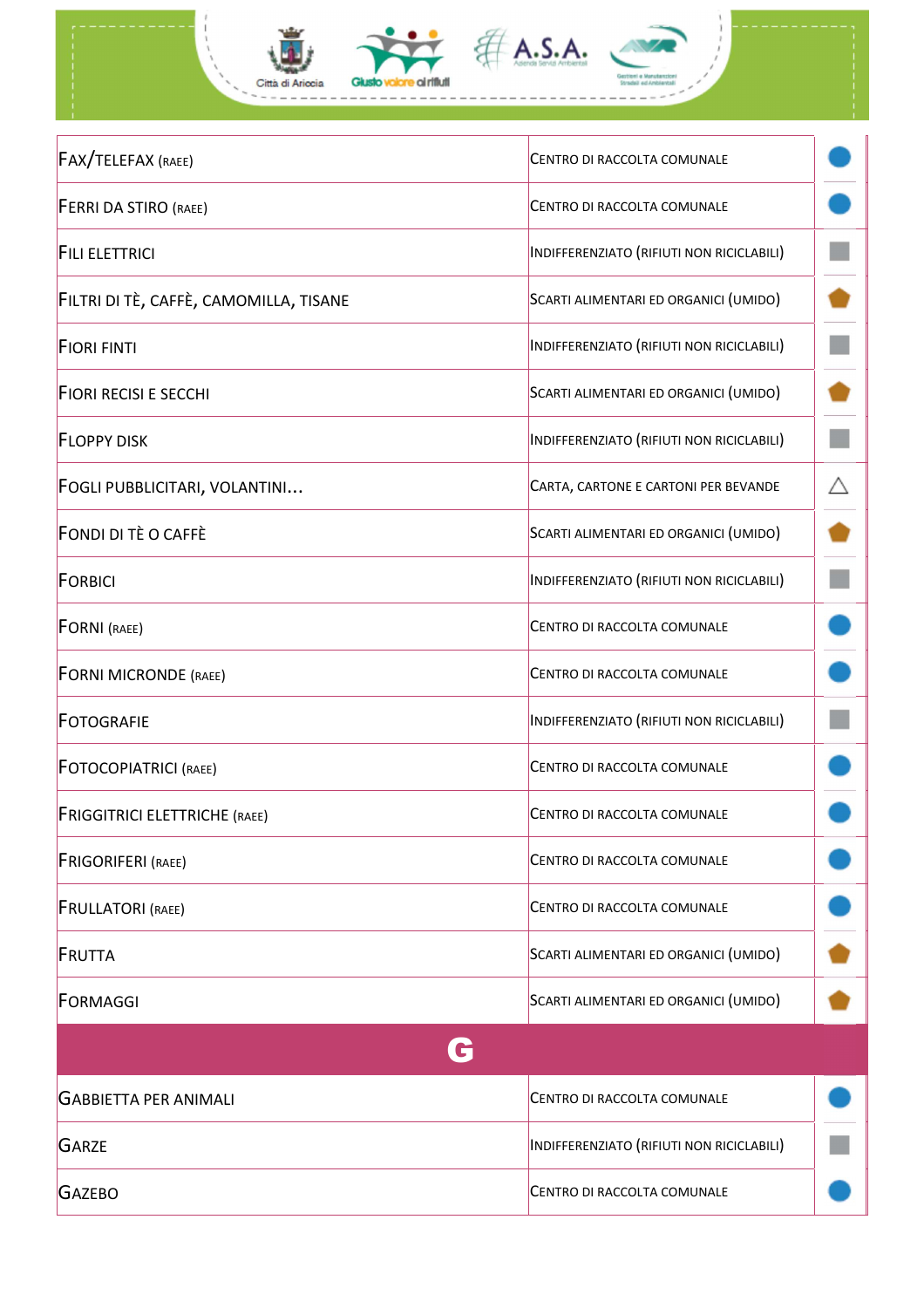| | | |
|---|---|---|
| Fax/telefax (RAEE) | Centro di raccolta comunale | ● |
| Ferri da stiro (RAEE) | Centro di raccolta comunale | ● |
| Fili elettrici | Indifferenziato (rifiuti non riciclabili) | ■ |
| Filtri di tè, caffè, camomilla, tisane | Scarti alimentari ed organici (umido) | ⬟ |
| Fiori finti | Indifferenziato (rifiuti non riciclabili) | ■ |
| Fiori recisi e secchi | Scarti alimentari ed organici (umido) | ⬟ |
| Floppy disk | Indifferenziato (rifiuti non riciclabili) | ■ |
| Fogli pubblicitari, volantini... | Carta, cartone e cartoni per bevande | △ |
| Fondi di tè o caffè | Scarti alimentari ed organici (umido) | ⬟ |
| Forbici | Indifferenziato (rifiuti non riciclabili) | ■ |
| Forni (RAEE) | Centro di raccolta comunale | ● |
| Forni microonde (RAEE) | Centro di raccolta comunale | ● |
| Fotografie | Indifferenziato (rifiuti non riciclabili) | ■ |
| Fotocopiatrici (RAEE) | Centro di raccolta comunale | ● |
| Friggitrici elettriche (RAEE) | Centro di raccolta comunale | ● |
| Frigoriferi (RAEE) | Centro di raccolta comunale | ● |
| Frullatori (RAEE) | Centro di raccolta comunale | ● |
| Frutta | Scarti alimentari ed organici (umido) | ⬟ |
| Formaggi | Scarti alimentari ed organici (umido) | ⬟ |
| **G** | | |
| Gabbietta per animali | Centro di raccolta comunale | ● |
| Garze | Indifferenziato (rifiuti non riciclabili) | ■ |
| Gazebo | Centro di raccolta comunale | ● |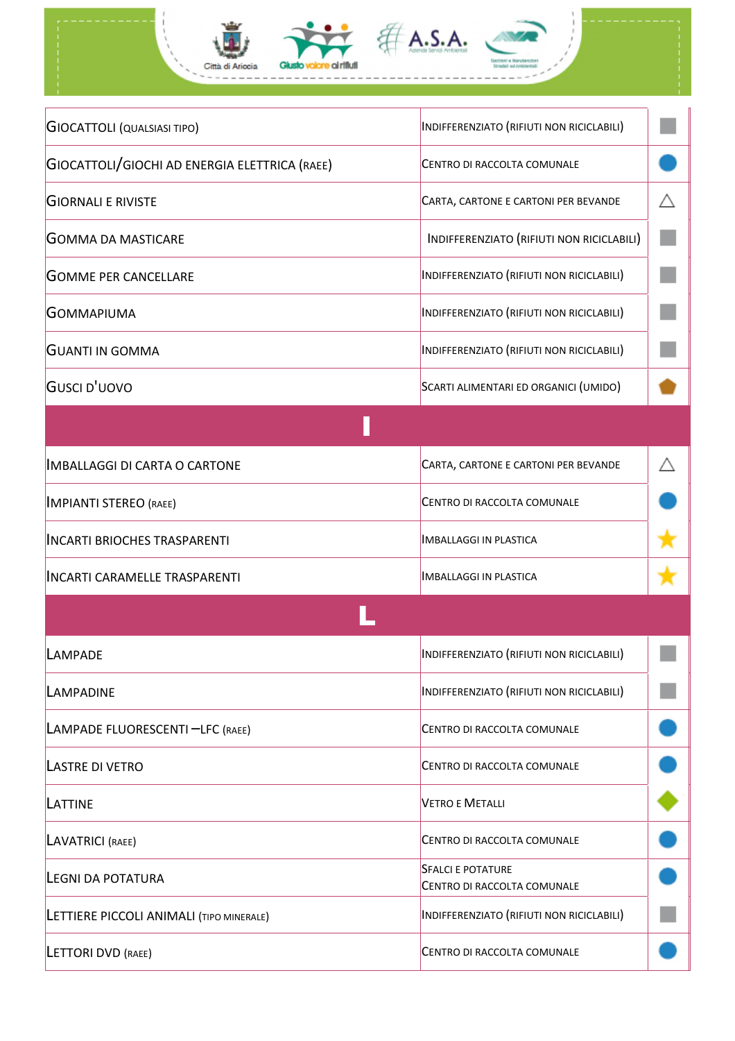| | | |
|---|---|---|
| GIOCATTOLI (QUALSIASI TIPO) | INDIFFERENZIATO (RIFIUTI NON RICICLABILI) | ■ |
| GIOCATTOLI/GIOCHI AD ENERGIA ELETTRICA (RAEE) | CENTRO DI RACCOLTA COMUNALE | ● |
| GIORNALI E RIVISTE | CARTA, CARTONE E CARTONI PER BEVANDE | △ |
| GOMMA DA MASTICARE | INDIFFERENZIATO (RIFIUTI NON RICICLABILI) | ■ |
| GOMME PER CANCELLARE | INDIFFERENZIATO (RIFIUTI NON RICICLABILI) | ■ |
| GOMMAPIUMA | INDIFFERENZIATO (RIFIUTI NON RICICLABILI) | ■ |
| GUANTI IN GOMMA | INDIFFERENZIATO (RIFIUTI NON RICICLABILI) | ■ |
| GUSCI D'UOVO | SCARTI ALIMENTARI ED ORGANICI (UMIDO) | ⬟ |
| **I** | | |
| IMBALLAGGI DI CARTA O CARTONE | CARTA, CARTONE E CARTONI PER BEVANDE | △ |
| IMPIANTI STEREO (RAEE) | CENTRO DI RACCOLTA COMUNALE | ● |
| INCARTI BRIOCHES TRASPARENTI | IMBALLAGGI IN PLASTICA | ★ |
| INCARTI CARAMELLE TRASPARENTI | IMBALLAGGI IN PLASTICA | ★ |
| **L** | | |
| LAMPADE | INDIFFERENZIATO (RIFIUTI NON RICICLABILI) | ■ |
| LAMPADINE | INDIFFERENZIATO (RIFIUTI NON RICICLABILI) | ■ |
| LAMPADE FLUORESCENTI –LFC (RAEE) | CENTRO DI RACCOLTA COMUNALE | ● |
| LASTRE DI VETRO | CENTRO DI RACCOLTA COMUNALE | ● |
| LATTINE | VETRO E METALLI | ◆ |
| LAVATRICI (RAEE) | CENTRO DI RACCOLTA COMUNALE | ● |
| LEGNI DA POTATURA | SFALCI E POTATURE<br>CENTRO DI RACCOLTA COMUNALE | ● |
| LETTIERE PICCOLI ANIMALI (TIPO MINERALE) | INDIFFERENZIATO (RIFIUTI NON RICICLABILI) | ■ |
| LETTORI DVD (RAEE) | CENTRO DI RACCOLTA COMUNALE | ● |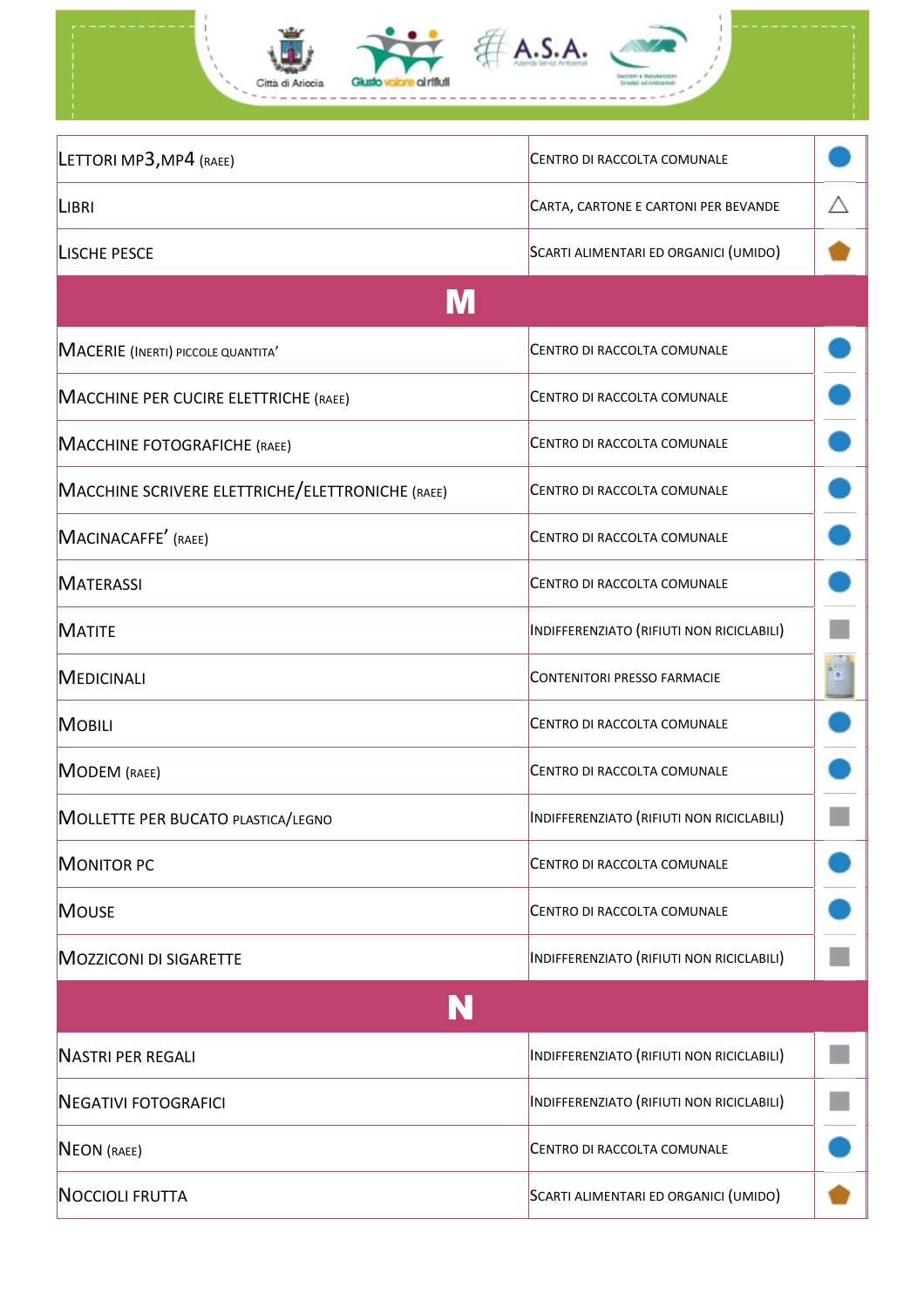| | | |
|---|---|---|
| LETTORI MP3,MP4 (RAEE) | CENTRO DI RACCOLTA COMUNALE | |
| LIBRI | CARTA, CARTONE E CARTONI PER BEVANDE | |
| LISCHE PESCE | SCARTI ALIMENTARI ED ORGANICI (UMIDO) | |
| **M** | | |
| MACERIE (INERTI) PICCOLE QUANTITA' | CENTRO DI RACCOLTA COMUNALE | |
| MACCHINE PER CUCIRE ELETTRICHE (RAEE) | CENTRO DI RACCOLTA COMUNALE | |
| MACCHINE FOTOGRAFICHE (RAEE) | CENTRO DI RACCOLTA COMUNALE | |
| MACCHINE SCRIVERE ELETTRICHE/ELETTRONICHE (RAEE) | CENTRO DI RACCOLTA COMUNALE | |
| MACINACAFFE' (RAEE) | CENTRO DI RACCOLTA COMUNALE | |
| MATERASSI | CENTRO DI RACCOLTA COMUNALE | |
| MATITE | INDIFFERENZIATO (RIFIUTI NON RICICLABILI) | |
| MEDICINALI | CONTENITORI PRESSO FARMACIE | |
| MOBILI | CENTRO DI RACCOLTA COMUNALE | |
| MODEM (RAEE) | CENTRO DI RACCOLTA COMUNALE | |
| MOLLETTE PER BUCATO PLASTICA/LEGNO | INDIFFERENZIATO (RIFIUTI NON RICICLABILI) | |
| MONITOR PC | CENTRO DI RACCOLTA COMUNALE | |
| MOUSE | CENTRO DI RACCOLTA COMUNALE | |
| MOZZICONI DI SIGARETTE | INDIFFERENZIATO (RIFIUTI NON RICICLABILI) | |
| **N** | | |
| NASTRI PER REGALI | INDIFFERENZIATO (RIFIUTI NON RICICLABILI) | |
| NEGATIVI FOTOGRAFICI | INDIFFERENZIATO (RIFIUTI NON RICICLABILI) | |
| NEON (RAEE) | CENTRO DI RACCOLTA COMUNALE | |
| NOCCIOLI FRUTTA | SCARTI ALIMENTARI ED ORGANICI (UMIDO) | |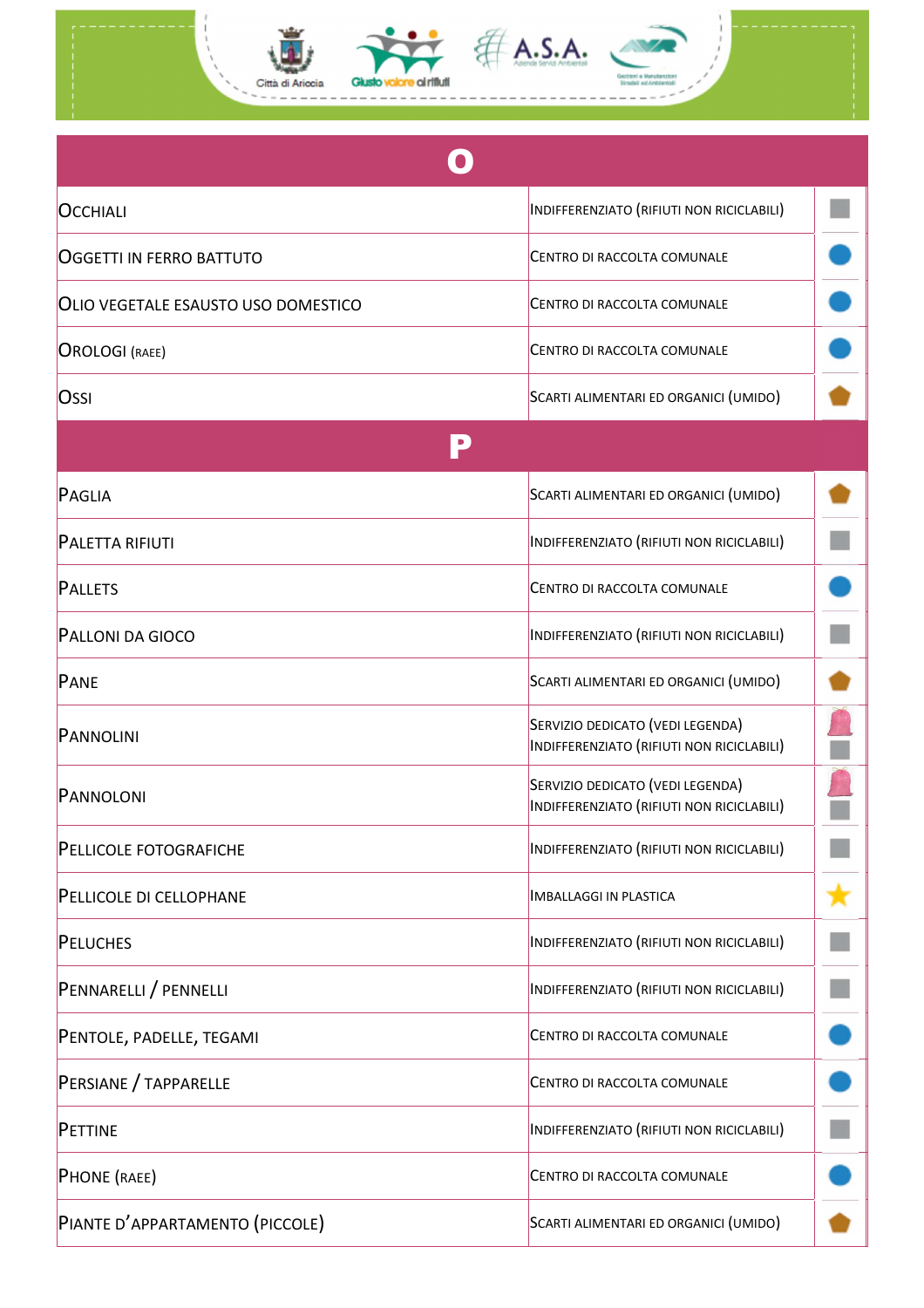| **O** | | |
|---|---|---|
| Occhiali | Indifferenziato (rifiuti non riciclabili) | |
| Oggetti in ferro battuto | Centro di raccolta comunale | |
| Olio vegetale esausto uso domestico | Centro di raccolta comunale | |
| Orologi (RAEE) | Centro di raccolta comunale | |
| Ossi | Scarti alimentari ed organici (umido) | |
| **P** | | |
| Paglia | Scarti alimentari ed organici (umido) | |
| Paletta rifiuti | Indifferenziato (rifiuti non riciclabili) | |
| Pallets | Centro di raccolta comunale | |
| Palloni da gioco | Indifferenziato (rifiuti non riciclabili) | |
| Pane | Scarti alimentari ed organici (umido) | |
| Pannolini | Servizio dedicato (vedi legenda)<br>Indifferenziato (rifiuti non riciclabili) | |
| Pannoloni | Servizio dedicato (vedi legenda)<br>Indifferenziato (rifiuti non riciclabili) | |
| Pellicole fotografiche | Indifferenziato (rifiuti non riciclabili) | |
| Pellicole di cellophane | Imballaggi in plastica | |
| Peluches | Indifferenziato (rifiuti non riciclabili) | |
| Pennarelli / pennelli | Indifferenziato (rifiuti non riciclabili) | |
| Pentole, padelle, tegami | Centro di raccolta comunale | |
| Persiane / tapparelle | Centro di raccolta comunale | |
| Pettine | Indifferenziato (rifiuti non riciclabili) | |
| Phone (RAEE) | Centro di raccolta comunale | |
| Piante d'appartamento (piccole) | Scarti alimentari ed organici (umido) | |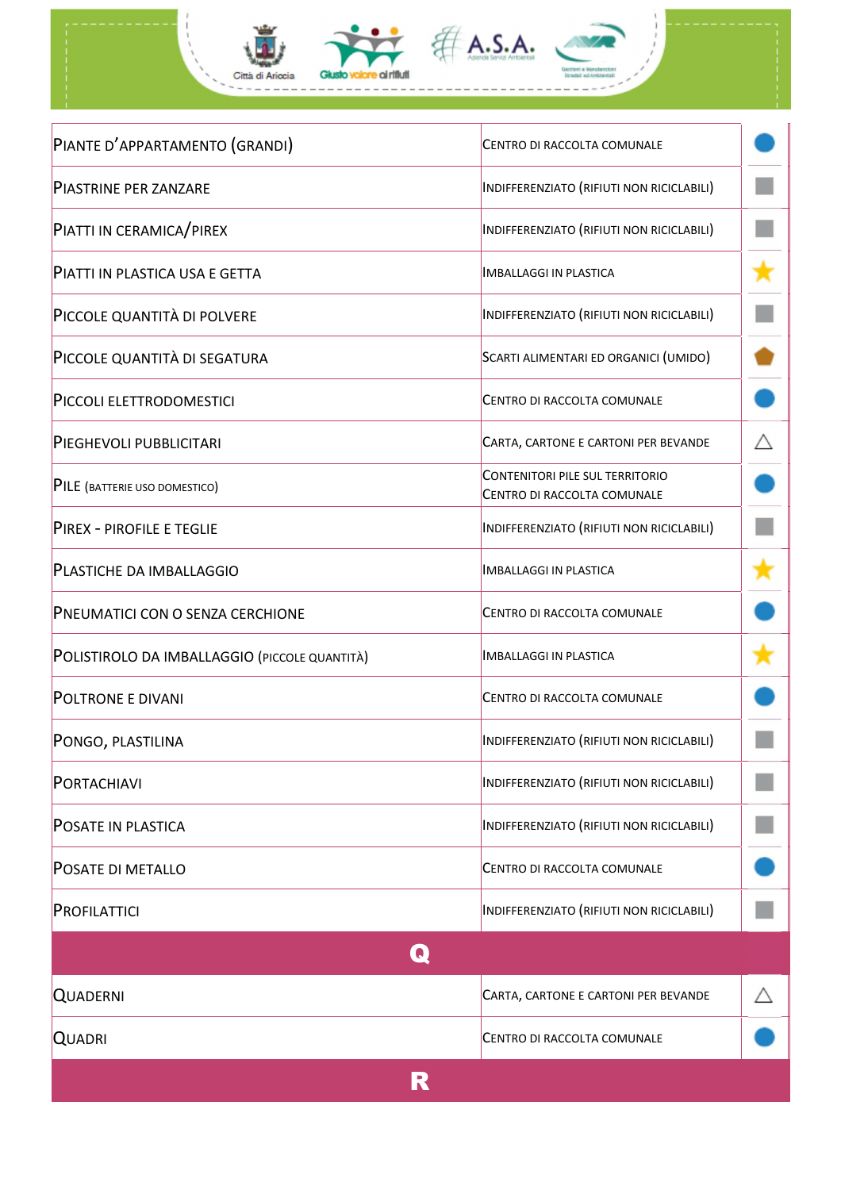| | | |
|---|---|---|
| Piante d'appartamento (grandi) | Centro di raccolta comunale | ● |
| Piastrine per zanzare | Indifferenziato (rifiuti non riciclabili) | ■ |
| Piatti in ceramica/pirex | Indifferenziato (rifiuti non riciclabili) | ■ |
| Piatti in plastica usa e getta | Imballaggi in plastica | ★ |
| Piccole quantità di polvere | Indifferenziato (rifiuti non riciclabili) | ■ |
| Piccole quantità di segatura | Scarti alimentari ed organici (umido) | ⬟ |
| Piccoli elettrodomestici | Centro di raccolta comunale | ● |
| Pieghevoli pubblicitari | Carta, cartone e cartoni per bevande | △ |
| Pile (batterie uso domestico) | Contenitori pile sul territorio<br>Centro di raccolta comunale | ● |
| Pirex - pirofile e teglie | Indifferenziato (rifiuti non riciclabili) | ■ |
| Plastiche da imballaggio | Imballaggi in plastica | ★ |
| Pneumatici con o senza cerchione | Centro di raccolta comunale | ● |
| Polistirolo da imballaggio (piccole quantità) | Imballaggi in plastica | ★ |
| Poltrone e divani | Centro di raccolta comunale | ● |
| Pongo, plastilina | Indifferenziato (rifiuti non riciclabili) | ■ |
| Portachiavi | Indifferenziato (rifiuti non riciclabili) | ■ |
| Posate in plastica | Indifferenziato (rifiuti non riciclabili) | ■ |
| Posate di metallo | Centro di raccolta comunale | ● |
| Profilattici | Indifferenziato (rifiuti non riciclabili) | ■ |
| **Q** | | |
| Quaderni | Carta, cartone e cartoni per bevande | △ |
| Quadri | Centro di raccolta comunale | ● |
| **R** | | |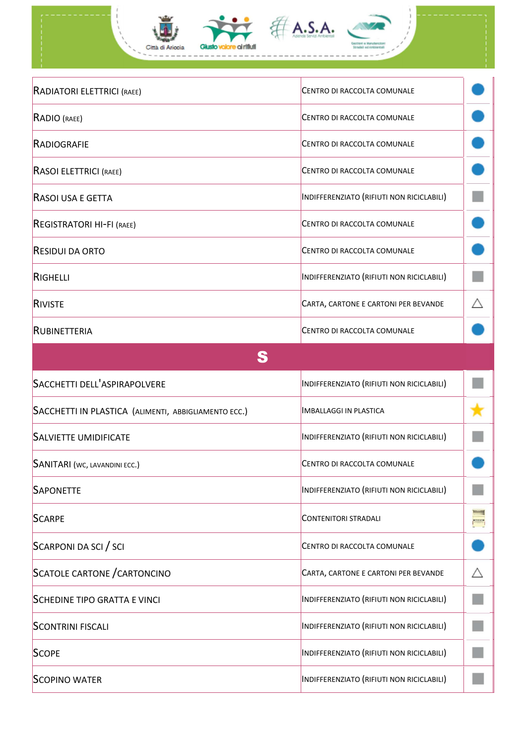| | | |
|---|---|---|
| RADIATORI ELETTRICI (RAEE) | CENTRO DI RACCOLTA COMUNALE | ● |
| RADIO (RAEE) | CENTRO DI RACCOLTA COMUNALE | ● |
| RADIOGRAFIE | CENTRO DI RACCOLTA COMUNALE | ● |
| RASOI ELETTRICI (RAEE) | CENTRO DI RACCOLTA COMUNALE | ● |
| RASOI USA E GETTA | INDIFFERENZIATO (RIFIUTI NON RICICLABILI) | ■ |
| REGISTRATORI HI-FI (RAEE) | CENTRO DI RACCOLTA COMUNALE | ● |
| RESIDUI DA ORTO | CENTRO DI RACCOLTA COMUNALE | ● |
| RIGHELLI | INDIFFERENZIATO (RIFIUTI NON RICICLABILI) | ■ |
| RIVISTE | CARTA, CARTONE E CARTONI PER BEVANDE | △ |
| RUBINETTERIA | CENTRO DI RACCOLTA COMUNALE | ● |
| **S** | | |
| SACCHETTI DELL'ASPIRAPOLVERE | INDIFFERENZIATO (RIFIUTI NON RICICLABILI) | ■ |
| SACCHETTI IN PLASTICA (ALIMENTI, ABBIGLIAMENTO ECC.) | IMBALLAGGI IN PLASTICA | ★ |
| SALVIETTE UMIDIFICATE | INDIFFERENZIATO (RIFIUTI NON RICICLABILI) | ■ |
| SANITARI (WC, LAVANDINI ECC.) | CENTRO DI RACCOLTA COMUNALE | ● |
| SAPONETTE | INDIFFERENZIATO (RIFIUTI NON RICICLABILI) | ■ |
| SCARPE | CONTENITORI STRADALI | |
| SCARPONI DA SCI / SCI | CENTRO DI RACCOLTA COMUNALE | ● |
| SCATOLE CARTONE /CARTONCINO | CARTA, CARTONE E CARTONI PER BEVANDE | △ |
| SCHEDINE TIPO GRATTA E VINCI | INDIFFERENZIATO (RIFIUTI NON RICICLABILI) | ■ |
| SCONTRINI FISCALI | INDIFFERENZIATO (RIFIUTI NON RICICLABILI) | ■ |
| SCOPE | INDIFFERENZIATO (RIFIUTI NON RICICLABILI) | ■ |
| SCOPINO WATER | INDIFFERENZIATO (RIFIUTI NON RICICLABILI) | ■ |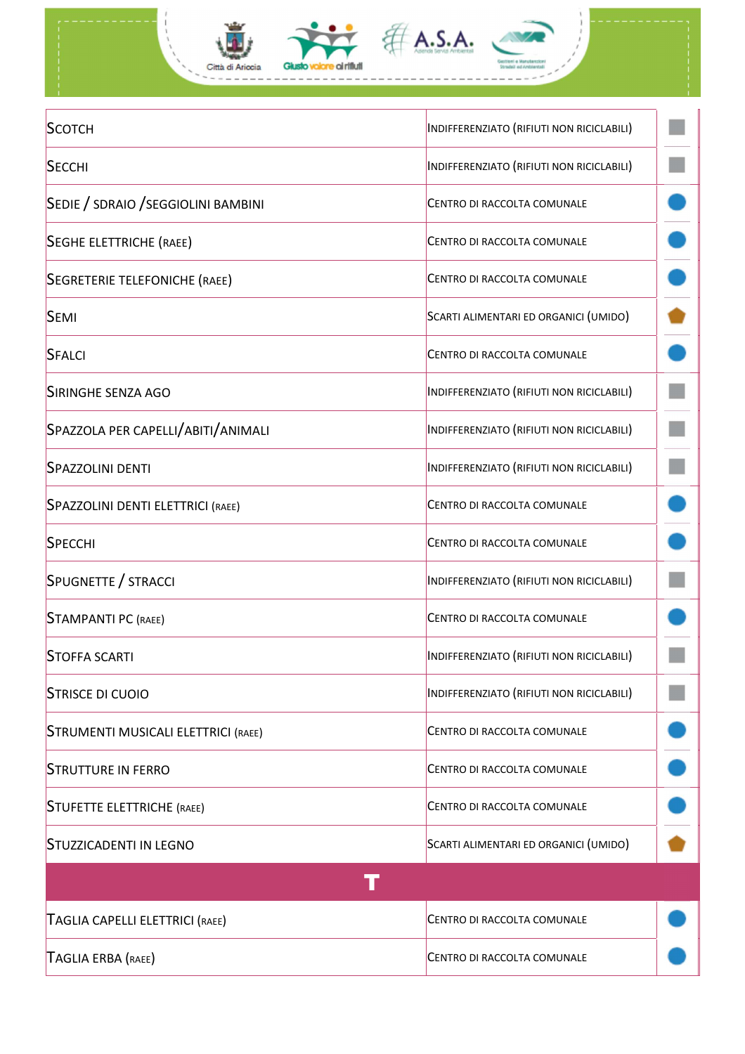| | | |
|---|---|---|
| Scotch | Indifferenziato (rifiuti non riciclabili) | ■ |
| Secchi | Indifferenziato (rifiuti non riciclabili) | ■ |
| Sedie / sdraio /seggiolini bambini | Centro di raccolta comunale | ● |
| Seghe elettriche (RAEE) | Centro di raccolta comunale | ● |
| Segreterie telefoniche (RAEE) | Centro di raccolta comunale | ● |
| Semi | Scarti alimentari ed organici (umido) | ⬟ |
| Sfalci | Centro di raccolta comunale | ● |
| Siringhe senza ago | Indifferenziato (rifiuti non riciclabili) | ■ |
| Spazzola per capelli/abiti/animali | Indifferenziato (rifiuti non riciclabili) | ■ |
| Spazzolini denti | Indifferenziato (rifiuti non riciclabili) | ■ |
| Spazzolini denti elettrici (RAEE) | Centro di raccolta comunale | ● |
| Specchi | Centro di raccolta comunale | ● |
| Spugnette / stracci | Indifferenziato (rifiuti non riciclabili) | ■ |
| Stampanti PC (RAEE) | Centro di raccolta comunale | ● |
| Stoffa scarti | Indifferenziato (rifiuti non riciclabili) | ■ |
| Strisce di cuoio | Indifferenziato (rifiuti non riciclabili) | ■ |
| Strumenti musicali elettrici (RAEE) | Centro di raccolta comunale | ● |
| Strutture in ferro | Centro di raccolta comunale | ● |
| Stufette elettriche (RAEE) | Centro di raccolta comunale | ● |
| Stuzzicadenti in legno | Scarti alimentari ed organici (umido) | ⬟ |
| **T** | | |
| Taglia capelli elettrici (RAEE) | Centro di raccolta comunale | ● |
| Taglia erba (RAEE) | Centro di raccolta comunale | ● |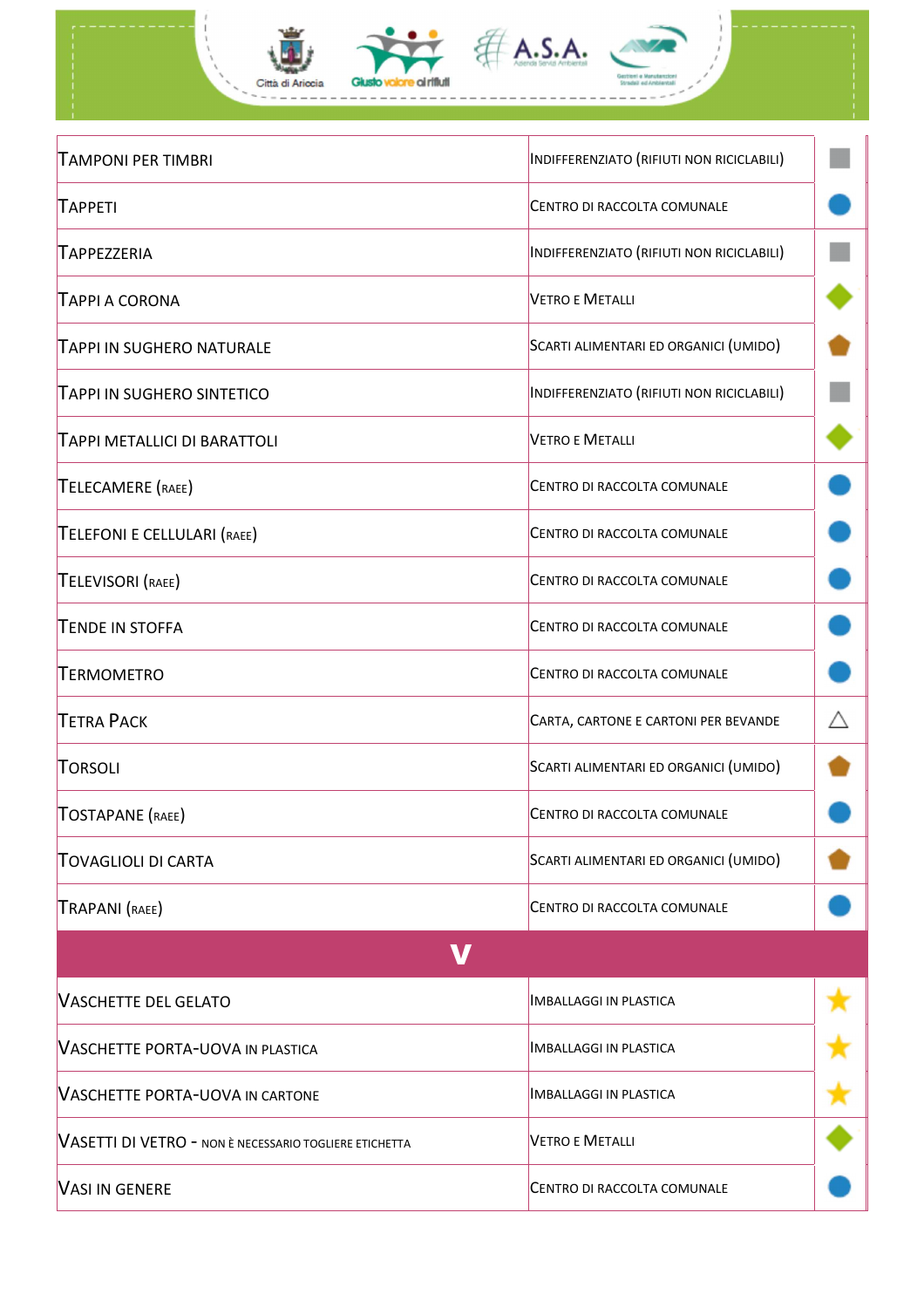| | | |
|---|---|---|
| Tamponi per timbri | Indifferenziato (rifiuti non riciclabili) | ■ |
| Tappeti | Centro di raccolta comunale | ● |
| Tappezzeria | Indifferenziato (rifiuti non riciclabili) | ■ |
| Tappi a corona | Vetro e Metalli | ◆ |
| Tappi in sughero naturale | Scarti alimentari ed organici (umido) | ⬟ |
| Tappi in sughero sintetico | Indifferenziato (rifiuti non riciclabili) | ■ |
| Tappi metallici di barattoli | Vetro e Metalli | ◆ |
| Telecamere (raee) | Centro di raccolta comunale | ● |
| Telefoni e cellulari (raee) | Centro di raccolta comunale | ● |
| Televisori (raee) | Centro di raccolta comunale | ● |
| Tende in stoffa | Centro di raccolta comunale | ● |
| Termometro | Centro di raccolta comunale | ● |
| Tetra Pack | Carta, cartone e cartoni per bevande | △ |
| Torsoli | Scarti alimentari ed organici (umido) | ⬟ |
| Tostapane (raee) | Centro di raccolta comunale | ● |
| Tovaglioli di carta | Scarti alimentari ed organici (umido) | ⬟ |
| Trapani (raee) | Centro di raccolta comunale | ● |
| **V** | | |
| Vaschette del gelato | Imballaggi in plastica | ★ |
| Vaschette porta-uova in plastica | Imballaggi in plastica | ★ |
| Vaschette porta-uova in cartone | Imballaggi in plastica | ★ |
| Vasetti di vetro - non è necessario togliere etichetta | Vetro e Metalli | ◆ |
| Vasi in genere | Centro di raccolta comunale | ● |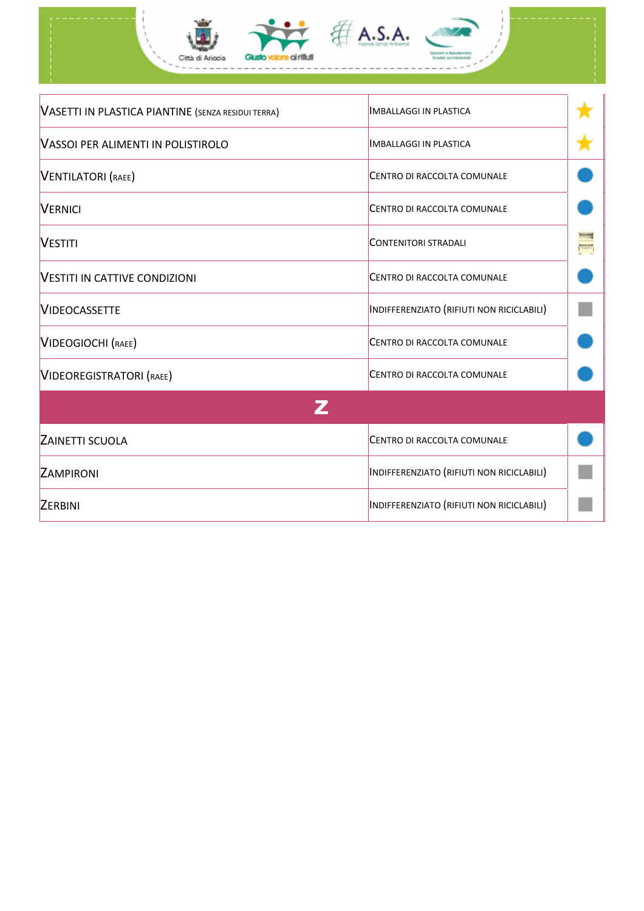| | | |
|---|---|---|
| VASETTI IN PLASTICA PIANTINE (SENZA RESIDUI TERRA) | IMBALLAGGI IN PLASTICA | ★ |
| VASSOI PER ALIMENTI IN POLISTIROLO | IMBALLAGGI IN PLASTICA | ★ |
| VENTILATORI (RAEE) | CENTRO DI RACCOLTA COMUNALE | ● |
| VERNICI | CENTRO DI RACCOLTA COMUNALE | ● |
| VESTITI | CONTENITORI STRADALI | |
| VESTITI IN CATTIVE CONDIZIONI | CENTRO DI RACCOLTA COMUNALE | ● |
| VIDEOCASSETTE | INDIFFERENZIATO (RIFIUTI NON RICICLABILI) | ■ |
| VIDEOGIOCHI (RAEE) | CENTRO DI RACCOLTA COMUNALE | ● |
| VIDEOREGISTRATORI (RAEE) | CENTRO DI RACCOLTA COMUNALE | ● |
| **Z** | | |
| ZAINETTI SCUOLA | CENTRO DI RACCOLTA COMUNALE | ● |
| ZAMPIRONI | INDIFFERENZIATO (RIFIUTI NON RICICLABILI) | ■ |
| ZERBINI | INDIFFERENZIATO (RIFIUTI NON RICICLABILI) | ■ |